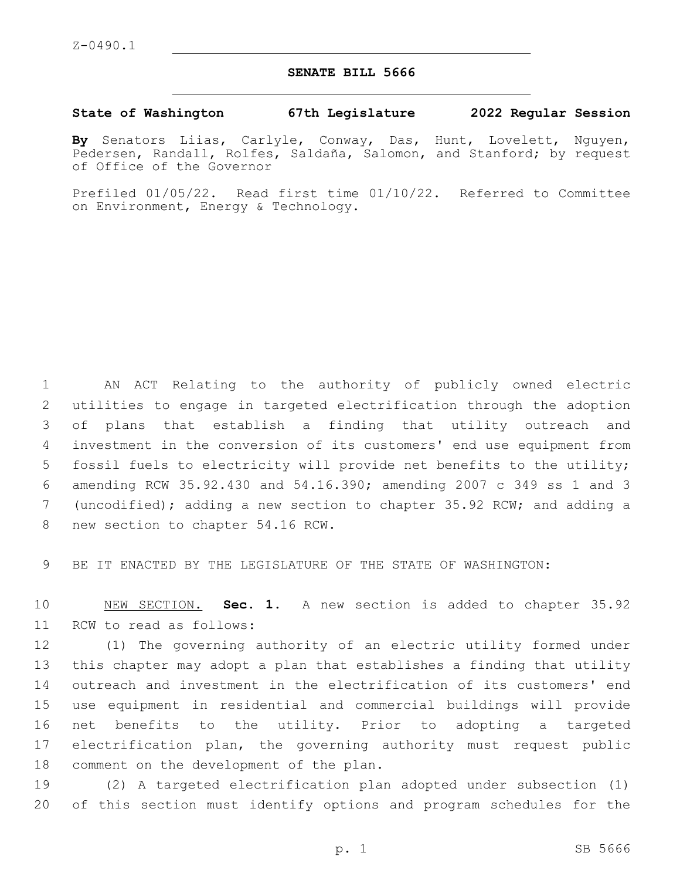Z-0490.1

# SENATE BILL 5666

**State of Washington 67th Legislature 2022 Regular Session**

**By** Senators Liias, Carlyle, Conway, Das, Hunt, Lovelett, Nguyen, Pedersen, Randall, Rolfes, Saldaña, Salomon, and Stanford; by request of Office of the Governor

Prefiled 01/05/22. Read first time 01/10/22. Referred to Committee on Environment, Energy & Technology.

AN ACT Relating to the authority of publicly owned electric utilities to engage in targeted electrification through the adoption of plans that establish a finding that utility outreach and investment in the conversion of its customers' end use equipment from fossil fuels to electricity will provide net benefits to the utility; amending RCW 35.92.430 and 54.16.390; amending 2007 c 349 ss 1 and 3 (uncodified); adding a new section to chapter 35.92 RCW; and adding a new section to chapter 54.16 RCW.

BE IT ENACTED BY THE LEGISLATURE OF THE STATE OF WASHINGTON:

NEW SECTION. **Sec. 1.** A new section is added to chapter 35.92 RCW to read as follows:

(1) The governing authority of an electric utility formed under this chapter may adopt a plan that establishes a finding that utility outreach and investment in the electrification of its customers' end use equipment in residential and commercial buildings will provide net benefits to the utility. Prior to adopting a targeted electrification plan, the governing authority must request public comment on the development of the plan.

(2) A targeted electrification plan adopted under subsection (1) of this section must identify options and program schedules for the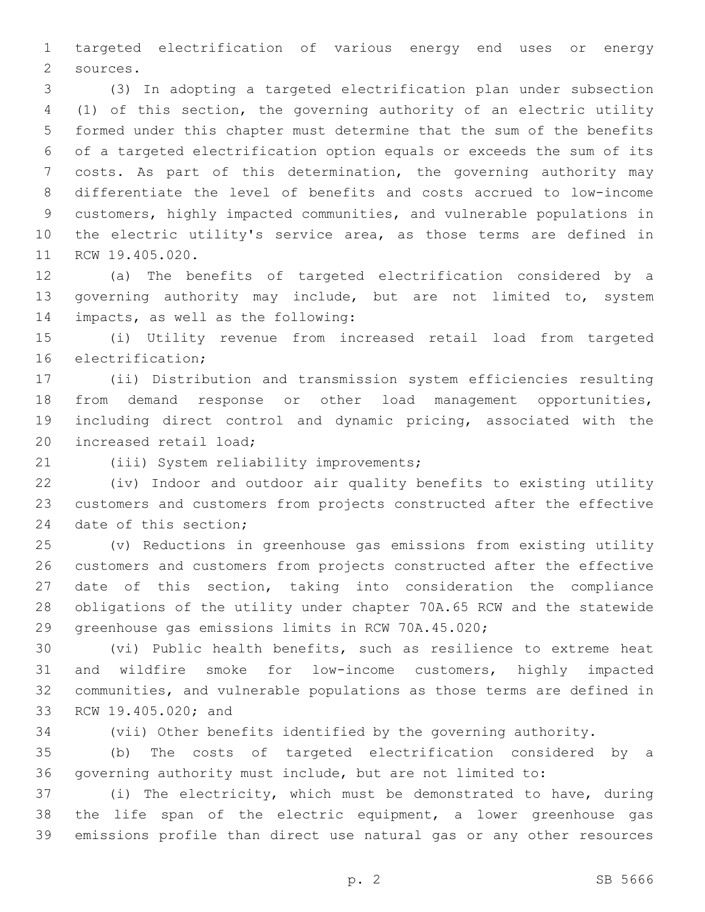targeted electrification of various energy end uses or energy sources.

(3) In adopting a targeted electrification plan under subsection (1) of this section, the governing authority of an electric utility formed under this chapter must determine that the sum of the benefits of a targeted electrification option equals or exceeds the sum of its costs. As part of this determination, the governing authority may differentiate the level of benefits and costs accrued to low-income customers, highly impacted communities, and vulnerable populations in the electric utility's service area, as those terms are defined in RCW 19.405.020.

(a) The benefits of targeted electrification considered by a governing authority may include, but are not limited to, system impacts, as well as the following:

(i) Utility revenue from increased retail load from targeted electrification;

(ii) Distribution and transmission system efficiencies resulting from demand response or other load management opportunities, including direct control and dynamic pricing, associated with the increased retail load;

(iii) System reliability improvements;

(iv) Indoor and outdoor air quality benefits to existing utility customers and customers from projects constructed after the effective date of this section;

(v) Reductions in greenhouse gas emissions from existing utility customers and customers from projects constructed after the effective date of this section, taking into consideration the compliance obligations of the utility under chapter 70A.65 RCW and the statewide greenhouse gas emissions limits in RCW 70A.45.020;

(vi) Public health benefits, such as resilience to extreme heat and wildfire smoke for low-income customers, highly impacted communities, and vulnerable populations as those terms are defined in RCW 19.405.020; and

(vii) Other benefits identified by the governing authority.

(b) The costs of targeted electrification considered by a governing authority must include, but are not limited to:

(i) The electricity, which must be demonstrated to have, during the life span of the electric equipment, a lower greenhouse gas emissions profile than direct use natural gas or any other resources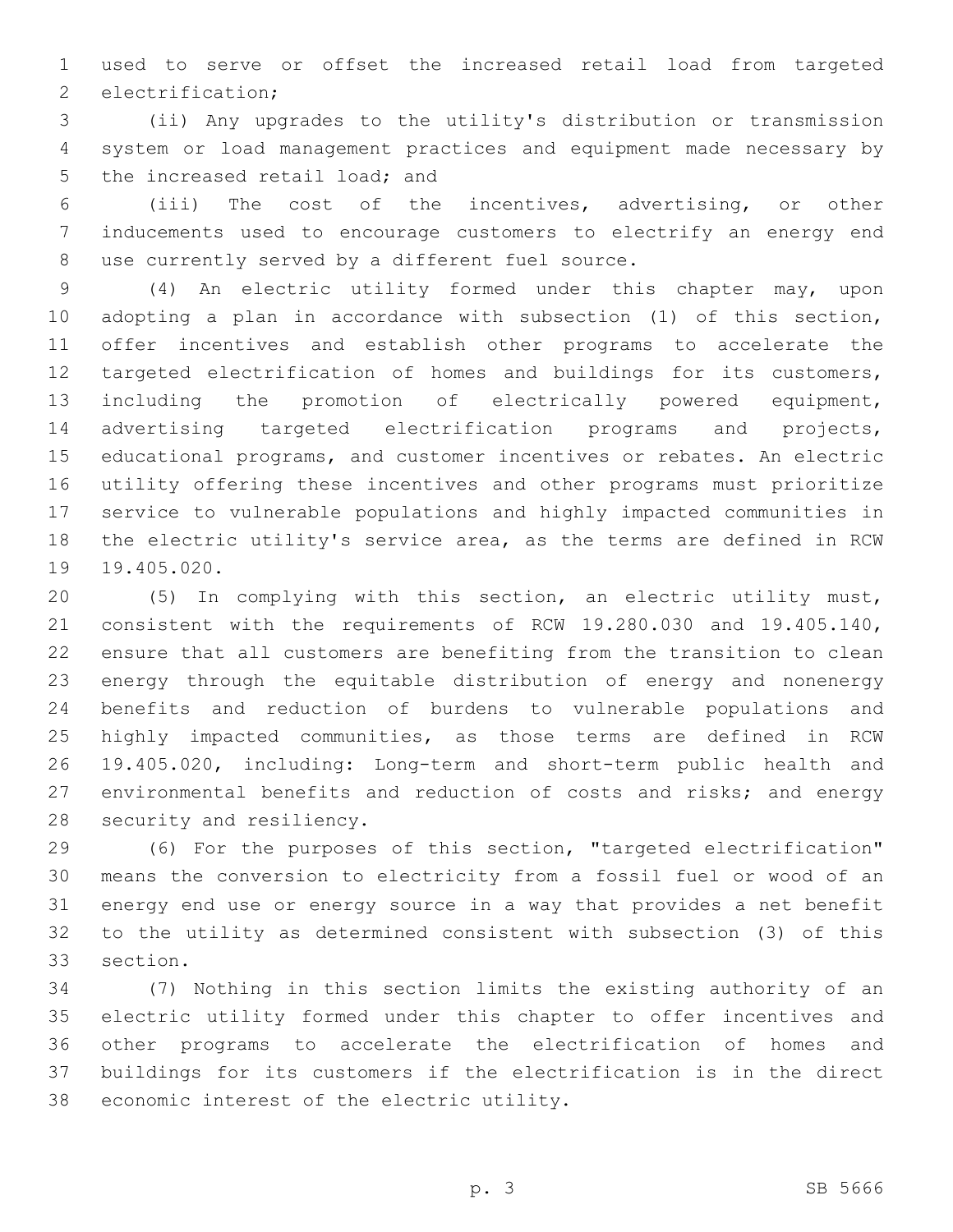used to serve or offset the increased retail load from targeted electrification;

(ii) Any upgrades to the utility's distribution or transmission system or load management practices and equipment made necessary by the increased retail load; and

(iii) The cost of the incentives, advertising, or other inducements used to encourage customers to electrify an energy end use currently served by a different fuel source.

(4) An electric utility formed under this chapter may, upon adopting a plan in accordance with subsection (1) of this section, offer incentives and establish other programs to accelerate the targeted electrification of homes and buildings for its customers, including the promotion of electrically powered equipment, advertising targeted electrification programs and projects, educational programs, and customer incentives or rebates. An electric utility offering these incentives and other programs must prioritize service to vulnerable populations and highly impacted communities in the electric utility's service area, as the terms are defined in RCW 19.405.020.

(5) In complying with this section, an electric utility must, consistent with the requirements of RCW 19.280.030 and 19.405.140, ensure that all customers are benefiting from the transition to clean energy through the equitable distribution of energy and nonenergy benefits and reduction of burdens to vulnerable populations and highly impacted communities, as those terms are defined in RCW 19.405.020, including: Long-term and short-term public health and environmental benefits and reduction of costs and risks; and energy security and resiliency.

(6) For the purposes of this section, "targeted electrification" means the conversion to electricity from a fossil fuel or wood of an energy end use or energy source in a way that provides a net benefit to the utility as determined consistent with subsection (3) of this section.

(7) Nothing in this section limits the existing authority of an electric utility formed under this chapter to offer incentives and other programs to accelerate the electrification of homes and buildings for its customers if the electrification is in the direct economic interest of the electric utility.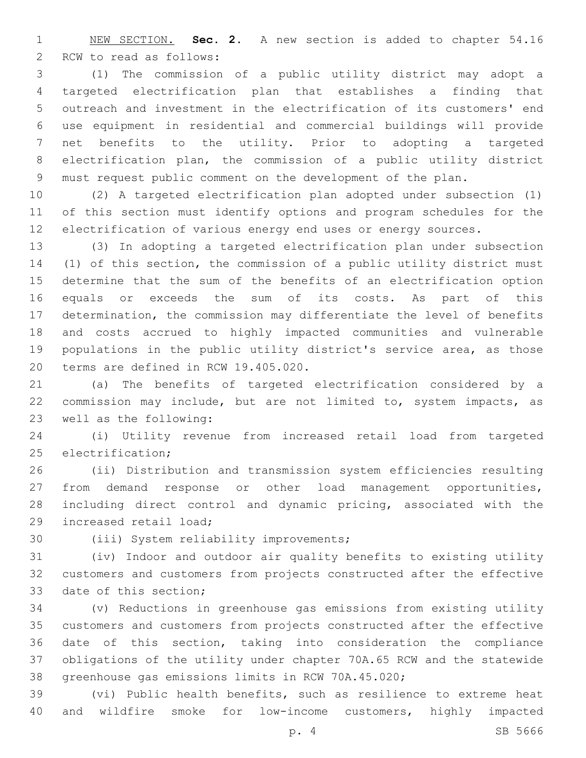NEW SECTION. **Sec. 2.** A new section is added to chapter 54.16 RCW to read as follows:

(1) The commission of a public utility district may adopt a targeted electrification plan that establishes a finding that outreach and investment in the electrification of its customers' end use equipment in residential and commercial buildings will provide net benefits to the utility. Prior to adopting a targeted electrification plan, the commission of a public utility district must request public comment on the development of the plan.

(2) A targeted electrification plan adopted under subsection (1) of this section must identify options and program schedules for the electrification of various energy end uses or energy sources.

(3) In adopting a targeted electrification plan under subsection (1) of this section, the commission of a public utility district must determine that the sum of the benefits of an electrification option equals or exceeds the sum of its costs. As part of this determination, the commission may differentiate the level of benefits and costs accrued to highly impacted communities and vulnerable populations in the public utility district's service area, as those terms are defined in RCW 19.405.020.

(a) The benefits of targeted electrification considered by a commission may include, but are not limited to, system impacts, as well as the following:

(i) Utility revenue from increased retail load from targeted electrification;

(ii) Distribution and transmission system efficiencies resulting from demand response or other load management opportunities, including direct control and dynamic pricing, associated with the increased retail load;

(iii) System reliability improvements;

(iv) Indoor and outdoor air quality benefits to existing utility customers and customers from projects constructed after the effective date of this section;

(v) Reductions in greenhouse gas emissions from existing utility customers and customers from projects constructed after the effective date of this section, taking into consideration the compliance obligations of the utility under chapter 70A.65 RCW and the statewide greenhouse gas emissions limits in RCW 70A.45.020;

(vi) Public health benefits, such as resilience to extreme heat and wildfire smoke for low-income customers, highly impacted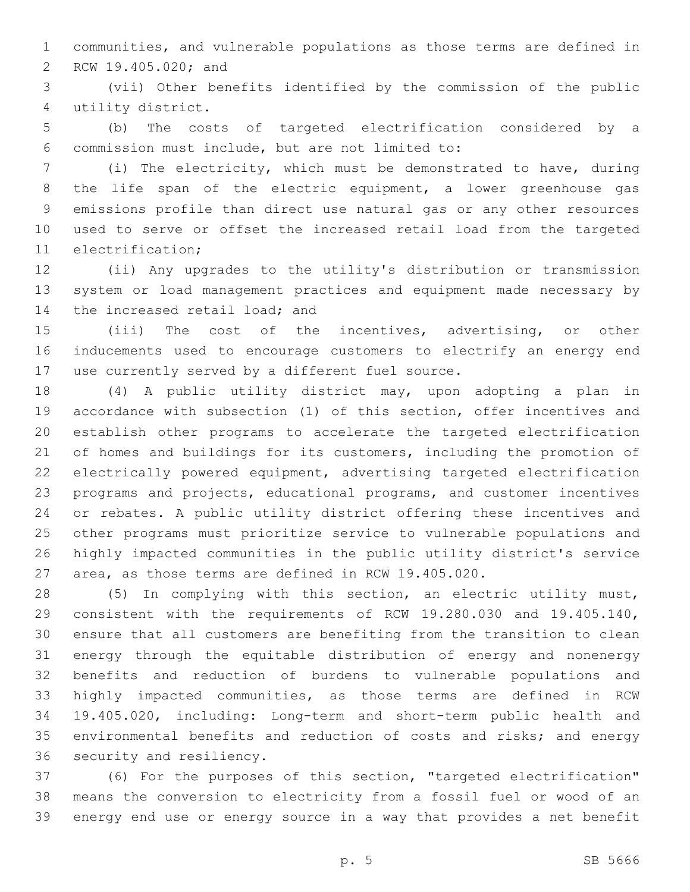communities, and vulnerable populations as those terms are defined in RCW 19.405.020; and

(vii) Other benefits identified by the commission of the public utility district.

(b) The costs of targeted electrification considered by a commission must include, but are not limited to:

(i) The electricity, which must be demonstrated to have, during the life span of the electric equipment, a lower greenhouse gas emissions profile than direct use natural gas or any other resources used to serve or offset the increased retail load from the targeted electrification;

(ii) Any upgrades to the utility's distribution or transmission system or load management practices and equipment made necessary by the increased retail load; and

(iii) The cost of the incentives, advertising, or other inducements used to encourage customers to electrify an energy end use currently served by a different fuel source.

(4) A public utility district may, upon adopting a plan in accordance with subsection (1) of this section, offer incentives and establish other programs to accelerate the targeted electrification of homes and buildings for its customers, including the promotion of electrically powered equipment, advertising targeted electrification programs and projects, educational programs, and customer incentives or rebates. A public utility district offering these incentives and other programs must prioritize service to vulnerable populations and highly impacted communities in the public utility district's service area, as those terms are defined in RCW 19.405.020.

(5) In complying with this section, an electric utility must, consistent with the requirements of RCW 19.280.030 and 19.405.140, ensure that all customers are benefiting from the transition to clean energy through the equitable distribution of energy and nonenergy benefits and reduction of burdens to vulnerable populations and highly impacted communities, as those terms are defined in RCW 19.405.020, including: Long-term and short-term public health and environmental benefits and reduction of costs and risks; and energy security and resiliency.

(6) For the purposes of this section, "targeted electrification" means the conversion to electricity from a fossil fuel or wood of an energy end use or energy source in a way that provides a net benefit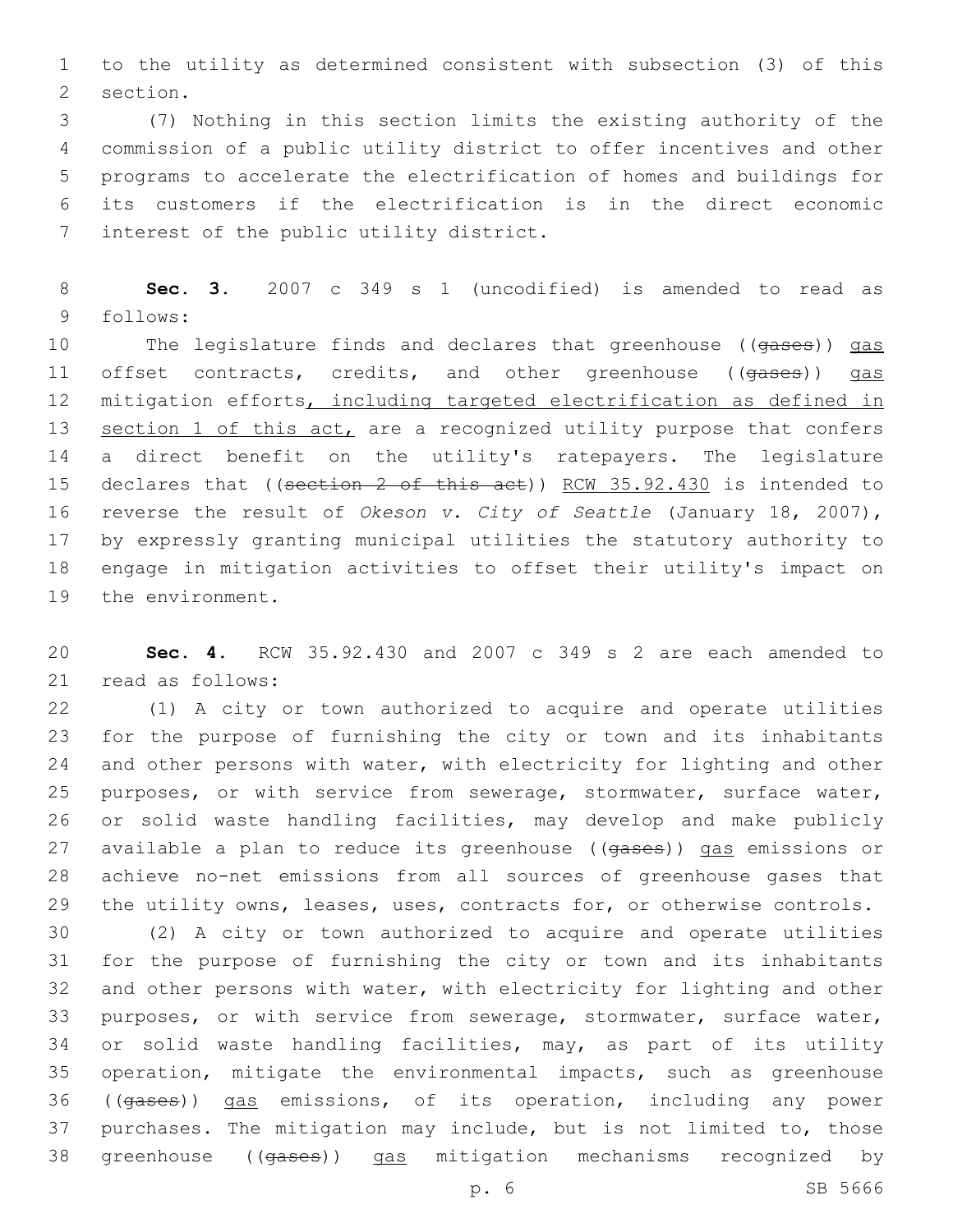to the utility as determined consistent with subsection (3) of this section.

(7) Nothing in this section limits the existing authority of the commission of a public utility district to offer incentives and other programs to accelerate the electrification of homes and buildings for its customers if the electrification is in the direct economic interest of the public utility district.

**Sec. 3.** 2007 c 349 s 1 (uncodified) is amended to read as follows:

The legislature finds and declares that greenhouse ((~~gases~~)) <u>gas</u> offset contracts, credits, and other greenhouse ((~~gases~~)) <u>gas</u> mitigation efforts<u>, including targeted electrification as defined in section 1 of this act,</u> are a recognized utility purpose that confers a direct benefit on the utility's ratepayers. The legislature declares that ((~~section 2 of this act~~)) <u>RCW 35.92.430</u> is intended to reverse the result of *Okeson v. City of Seattle* (January 18, 2007), by expressly granting municipal utilities the statutory authority to engage in mitigation activities to offset their utility's impact on the environment.

**Sec. 4.** RCW 35.92.430 and 2007 c 349 s 2 are each amended to read as follows:

(1) A city or town authorized to acquire and operate utilities for the purpose of furnishing the city or town and its inhabitants and other persons with water, with electricity for lighting and other purposes, or with service from sewerage, stormwater, surface water, or solid waste handling facilities, may develop and make publicly available a plan to reduce its greenhouse ((~~gases~~)) <u>gas</u> emissions or achieve no-net emissions from all sources of greenhouse gases that the utility owns, leases, uses, contracts for, or otherwise controls.

(2) A city or town authorized to acquire and operate utilities for the purpose of furnishing the city or town and its inhabitants and other persons with water, with electricity for lighting and other purposes, or with service from sewerage, stormwater, surface water, or solid waste handling facilities, may, as part of its utility operation, mitigate the environmental impacts, such as greenhouse ((~~gases~~)) <u>gas</u> emissions, of its operation, including any power purchases. The mitigation may include, but is not limited to, those greenhouse ((~~gases~~)) <u>gas</u> mitigation mechanisms recognized by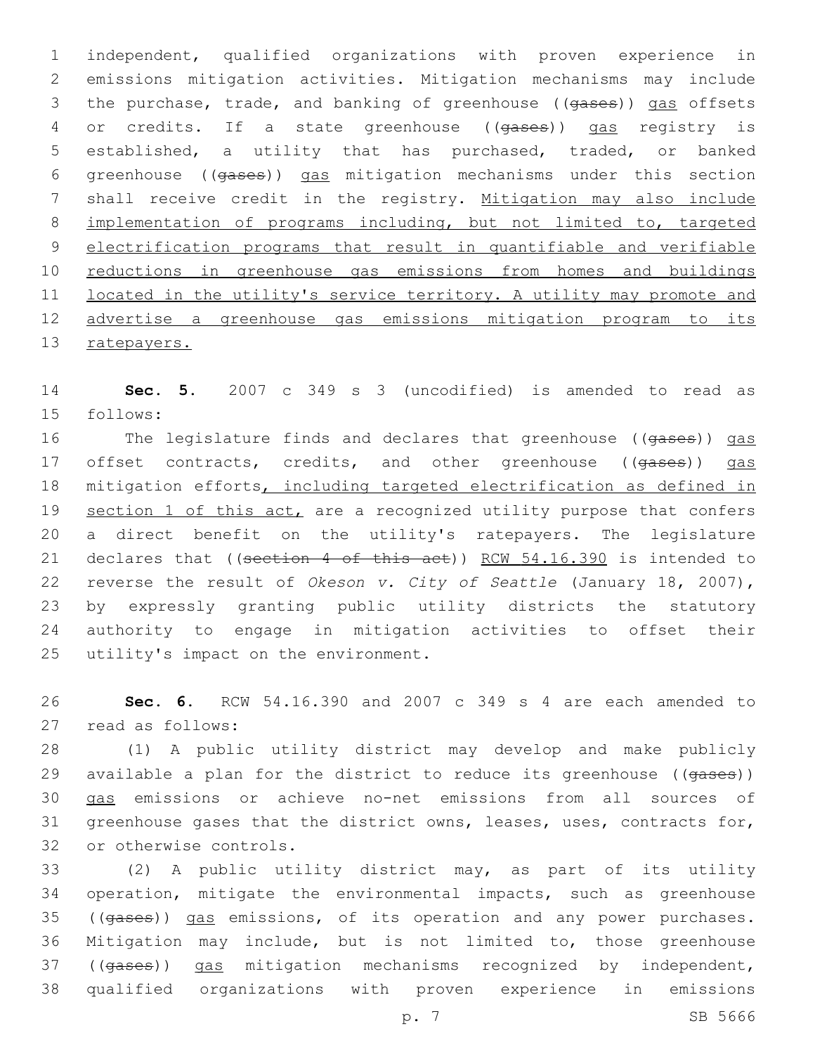independent, qualified organizations with proven experience in emissions mitigation activities. Mitigation mechanisms may include the purchase, trade, and banking of greenhouse ((~~gases~~)) gas offsets or credits. If a state greenhouse ((~~gases~~)) gas registry is established, a utility that has purchased, traded, or banked greenhouse ((~~gases~~)) gas mitigation mechanisms under this section shall receive credit in the registry. Mitigation may also include implementation of programs including, but not limited to, targeted electrification programs that result in quantifiable and verifiable reductions in greenhouse gas emissions from homes and buildings located in the utility's service territory. A utility may promote and advertise a greenhouse gas emissions mitigation program to its ratepayers.

**Sec. 5.** 2007 c 349 s 3 (uncodified) is amended to read as follows:

The legislature finds and declares that greenhouse ((~~gases~~)) gas offset contracts, credits, and other greenhouse ((~~gases~~)) gas mitigation efforts, including targeted electrification as defined in section 1 of this act, are a recognized utility purpose that confers a direct benefit on the utility's ratepayers. The legislature declares that ((~~section 4 of this act~~)) RCW 54.16.390 is intended to reverse the result of *Okeson v. City of Seattle* (January 18, 2007), by expressly granting public utility districts the statutory authority to engage in mitigation activities to offset their utility's impact on the environment.

**Sec. 6.** RCW 54.16.390 and 2007 c 349 s 4 are each amended to read as follows:

(1) A public utility district may develop and make publicly available a plan for the district to reduce its greenhouse ((~~gases~~)) gas emissions or achieve no-net emissions from all sources of greenhouse gases that the district owns, leases, uses, contracts for, or otherwise controls.

(2) A public utility district may, as part of its utility operation, mitigate the environmental impacts, such as greenhouse ((~~gases~~)) gas emissions, of its operation and any power purchases. Mitigation may include, but is not limited to, those greenhouse ((~~gases~~)) gas mitigation mechanisms recognized by independent, qualified organizations with proven experience in emissions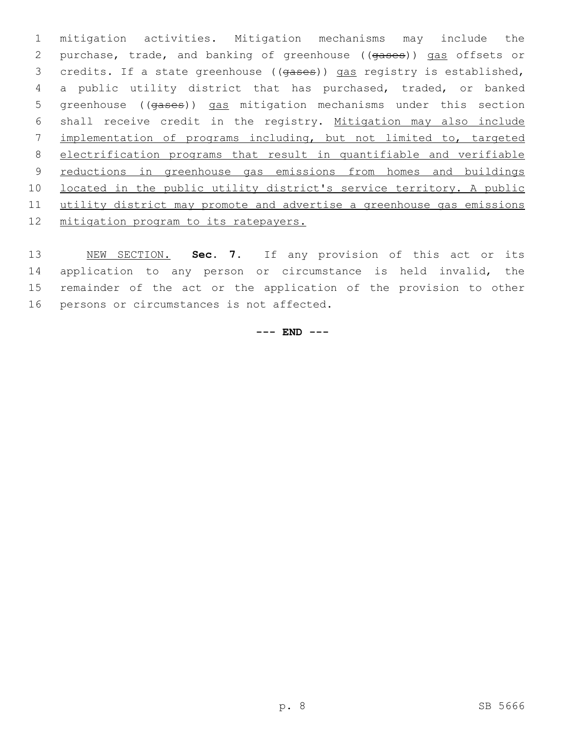mitigation activities. Mitigation mechanisms may include the purchase, trade, and banking of greenhouse ((~~gases~~)) gas offsets or credits. If a state greenhouse ((~~gases~~)) gas registry is established, a public utility district that has purchased, traded, or banked greenhouse ((~~gases~~)) gas mitigation mechanisms under this section shall receive credit in the registry. Mitigation may also include implementation of programs including, but not limited to, targeted electrification programs that result in quantifiable and verifiable reductions in greenhouse gas emissions from homes and buildings located in the public utility district's service territory. A public utility district may promote and advertise a greenhouse gas emissions mitigation program to its ratepayers.

NEW SECTION. **Sec. 7.** If any provision of this act or its application to any person or circumstance is held invalid, the remainder of the act or the application of the provision to other persons or circumstances is not affected.

**--- END ---**